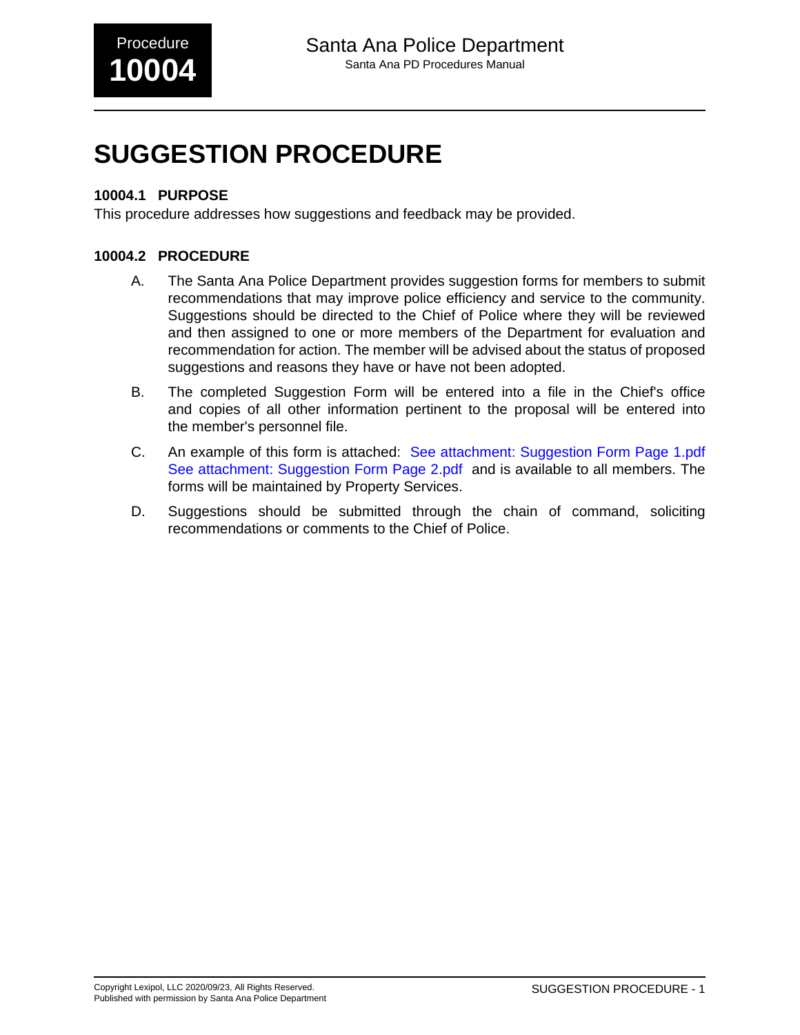Procedure **10004**

# SUGGESTION PROCEDURE

### 10004.1 PURPOSE

This procedure addresses how suggestions and feedback may be provided.

### 10004.2 PROCEDURE

A. The Santa Ana Police Department provides suggestion forms for members to submit recommendations that may improve police efficiency and service to the community. Suggestions should be directed to the Chief of Police where they will be reviewed and then assigned to one or more members of the Department for evaluation and recommendation for action. The member will be advised about the status of proposed suggestions and reasons they have or have not been adopted.

B. The completed Suggestion Form will be entered into a file in the Chief's office and copies of all other information pertinent to the proposal will be entered into the member's personnel file.

C. An example of this form is attached: See attachment: Suggestion Form Page 1.pdf See attachment: Suggestion Form Page 2.pdf and is available to all members. The forms will be maintained by Property Services.

D. Suggestions should be submitted through the chain of command, soliciting recommendations or comments to the Chief of Police.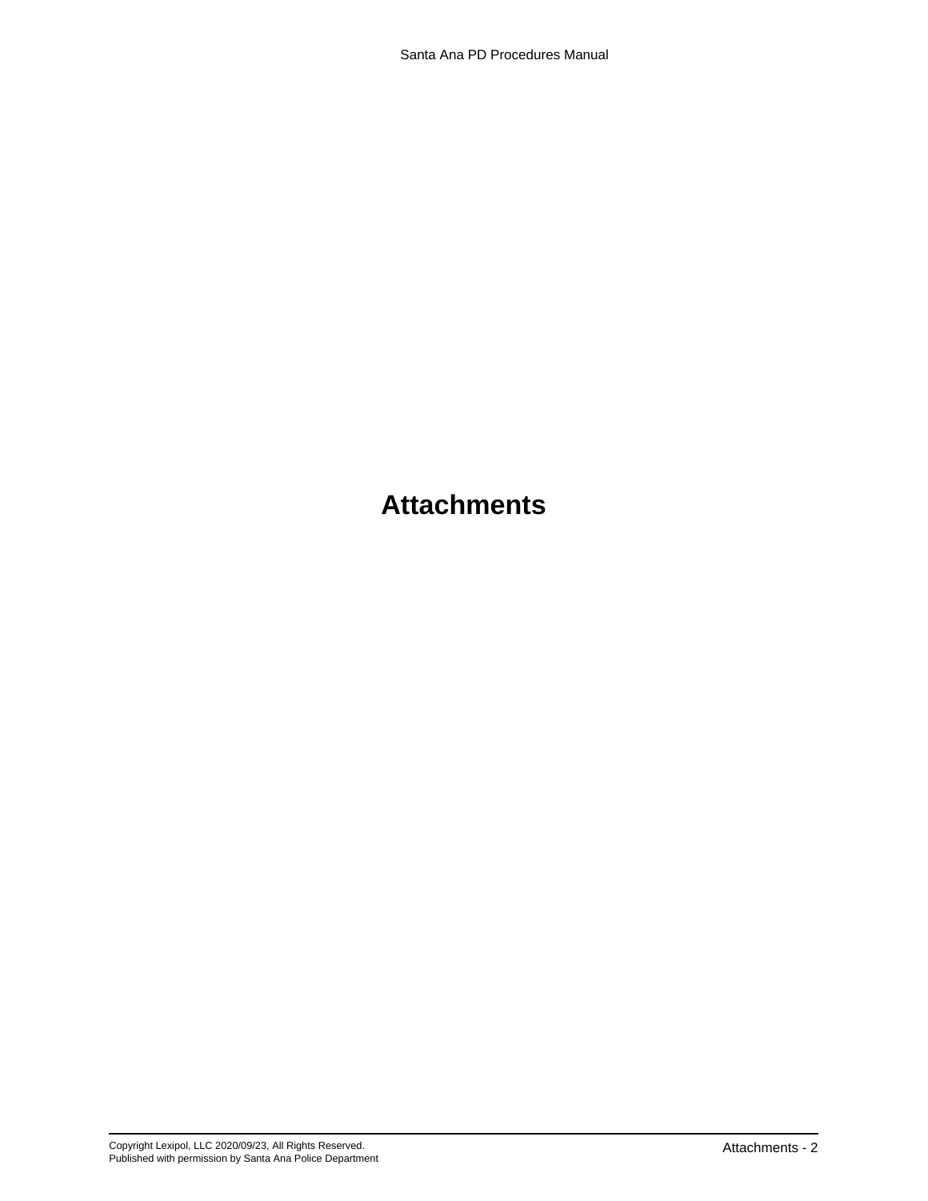# Attachments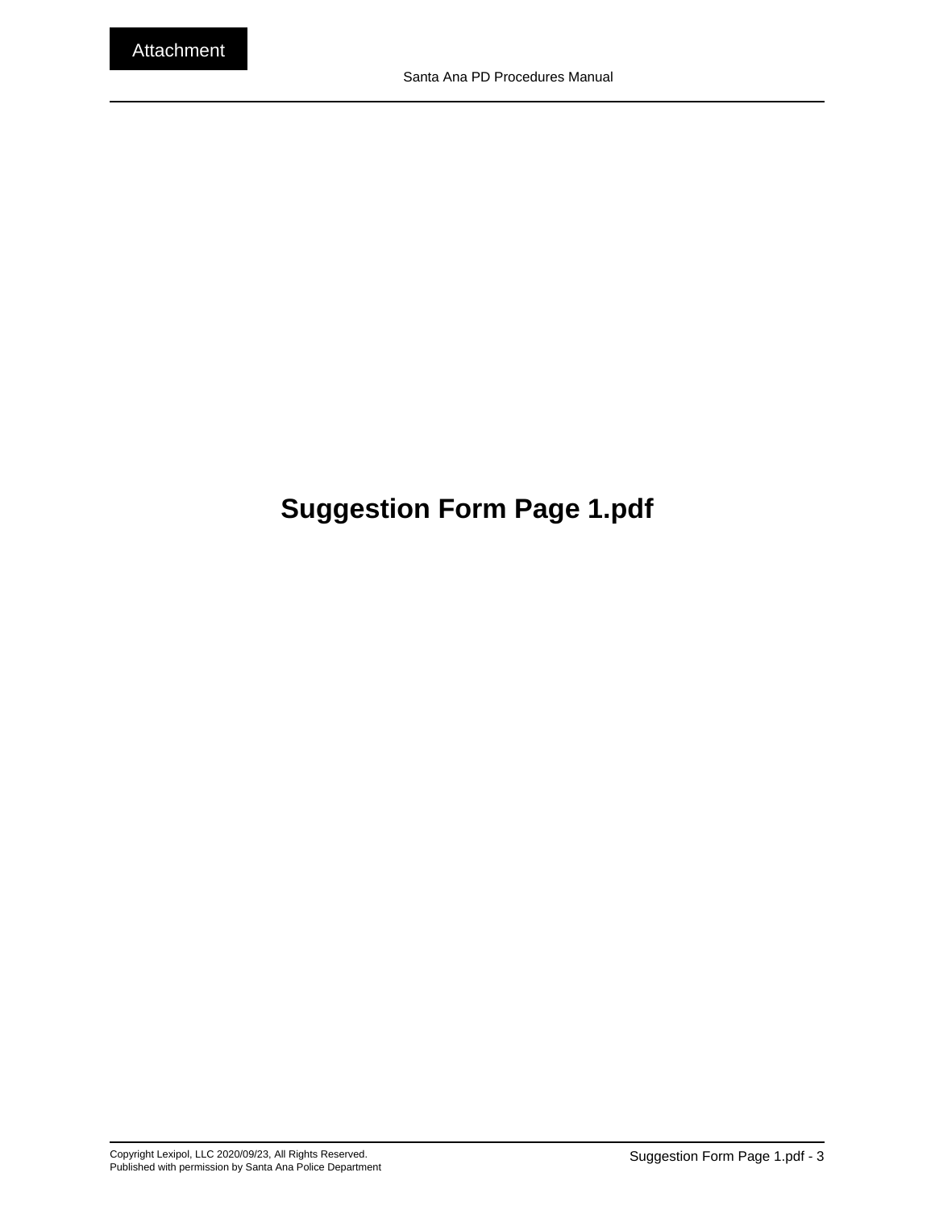# Suggestion Form Page 1.pdf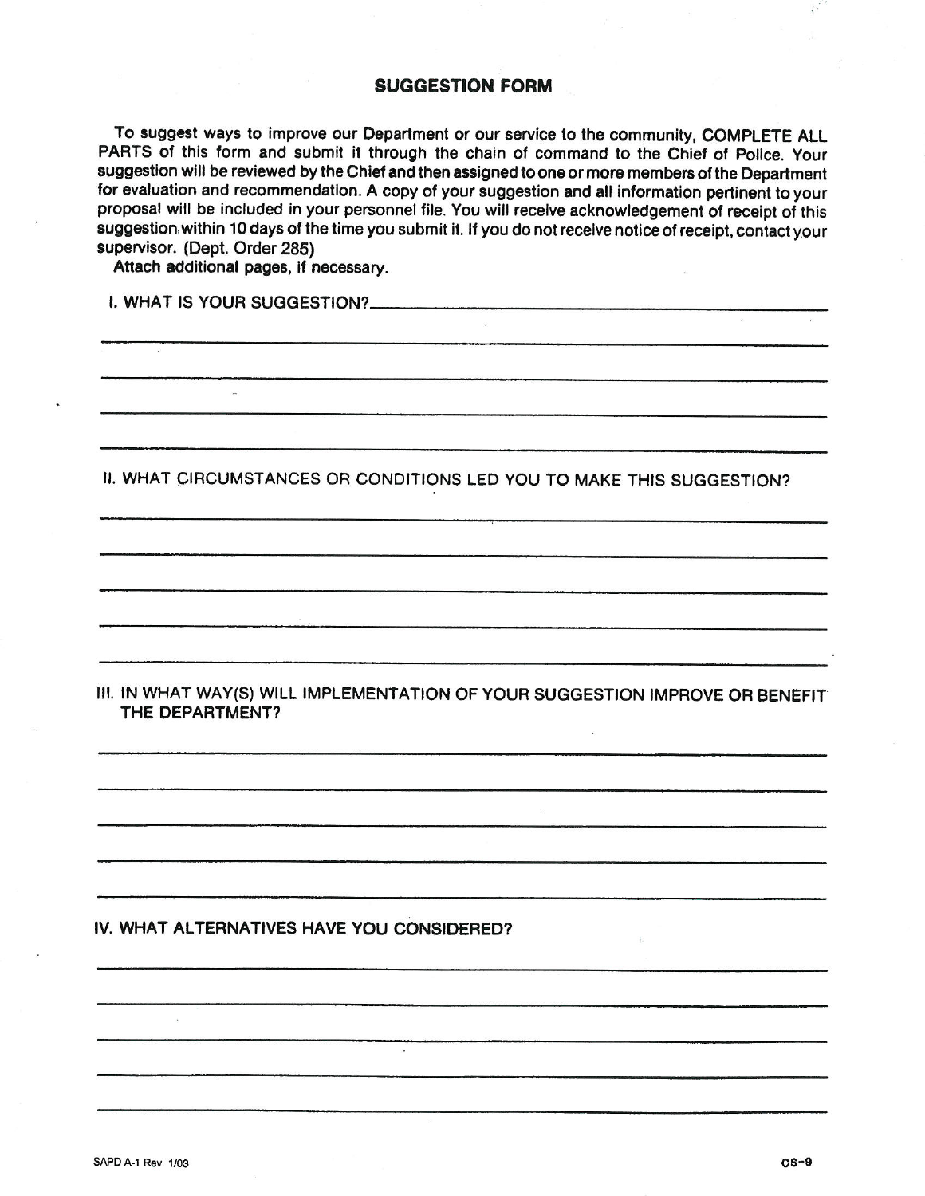# SUGGESTION FORM

To suggest ways to improve our Department or our service to the community, COMPLETE ALL PARTS of this form and submit it through the chain of command to the Chief of Police. Your suggestion will be reviewed by the Chief and then assigned to one or more members of the Department for evaluation and recommendation. A copy of your suggestion and all information pertinent to your proposal will be included in your personnel file. You will receive acknowledgement of receipt of this suggestion within 10 days of the time you submit it. If you do not receive notice of receipt, contact your supervisor. (Dept. Order 285)

Attach additional pages, if necessary.

I. WHAT IS YOUR SUGGESTION? ______________________________________________

______________________________________________

______________________________________________

______________________________________________

______________________________________________

II. WHAT CIRCUMSTANCES OR CONDITIONS LED YOU TO MAKE THIS SUGGESTION?

______________________________________________

______________________________________________

______________________________________________

______________________________________________

______________________________________________

III. IN WHAT WAY(S) WILL IMPLEMENTATION OF YOUR SUGGESTION IMPROVE OR BENEFIT THE DEPARTMENT?

______________________________________________

______________________________________________

______________________________________________

______________________________________________

______________________________________________

IV. WHAT ALTERNATIVES HAVE YOU CONSIDERED?

______________________________________________

______________________________________________

______________________________________________

______________________________________________

______________________________________________

SAPD A-1 Rev 1/03 CS-9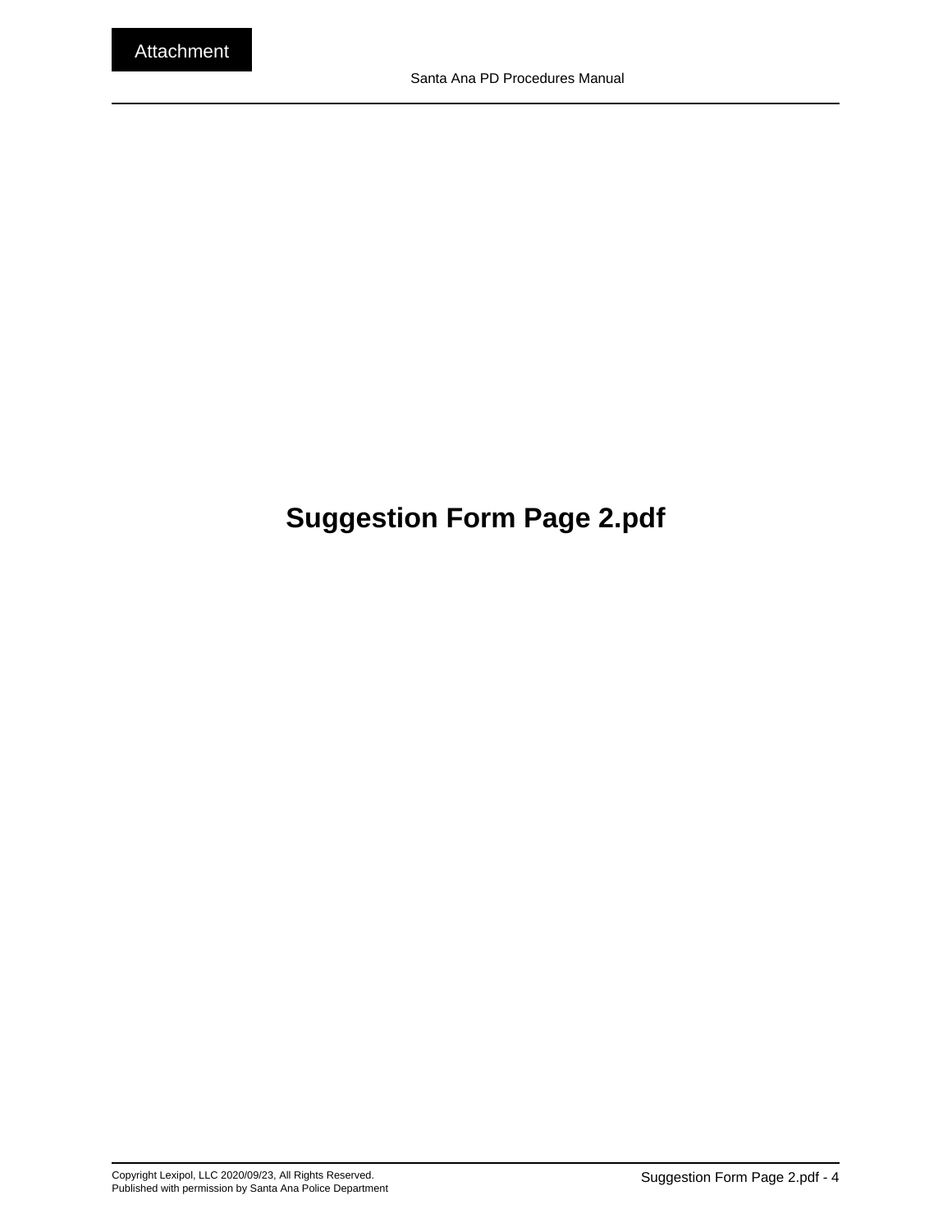Attachment

# Suggestion Form Page 2.pdf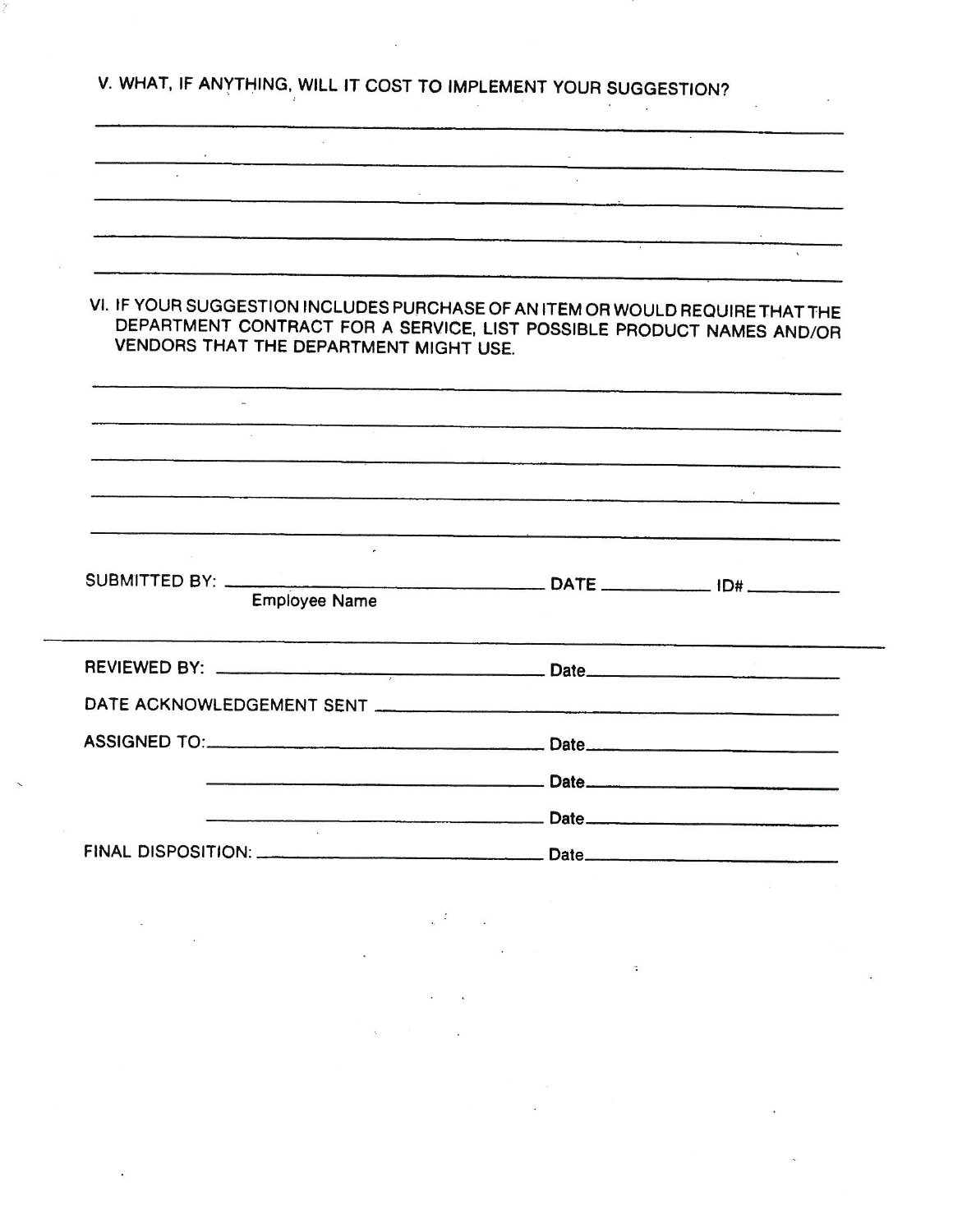V. WHAT, IF ANYTHING, WILL IT COST TO IMPLEMENT YOUR SUGGESTION?

______________________________________________________________________

______________________________________________________________________

______________________________________________________________________

______________________________________________________________________

______________________________________________________________________

VI. IF YOUR SUGGESTION INCLUDES PURCHASE OF AN ITEM OR WOULD REQUIRE THAT THE DEPARTMENT CONTRACT FOR A SERVICE, LIST POSSIBLE PRODUCT NAMES AND/OR VENDORS THAT THE DEPARTMENT MIGHT USE.

______________________________________________________________________

______________________________________________________________________

______________________________________________________________________

______________________________________________________________________

______________________________________________________________________

SUBMITTED BY: ______________________________ DATE ____________ ID# __________
Employee Name

---

REVIEWED BY: ______________________________ Date______________________

DATE ACKNOWLEDGEMENT SENT ______________________________________________

ASSIGNED TO: ______________________________ Date______________________

______________________________ Date______________________

______________________________ Date______________________

FINAL DISPOSITION: ______________________________ Date______________________